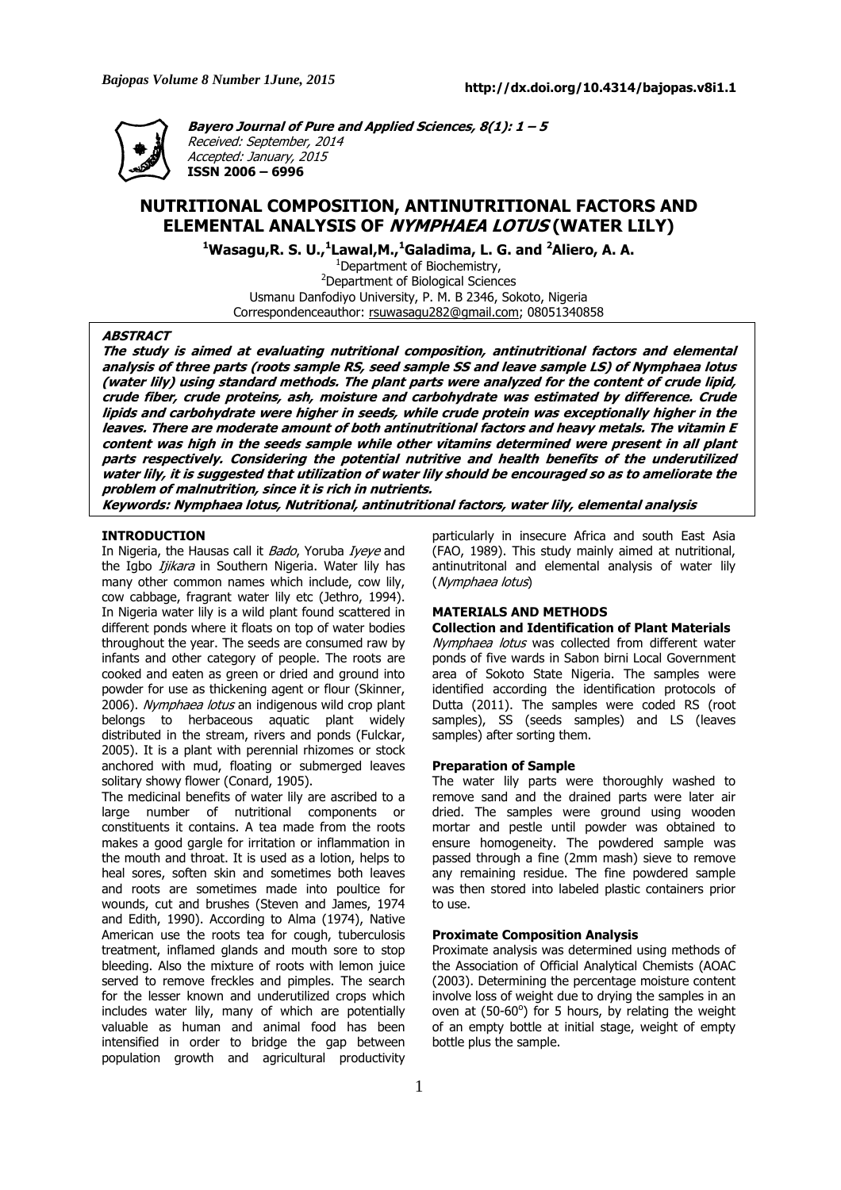**Bayero Journal of Pure and Applied Sciences, 8(1): 1 – 5**
*Received: September, 2014*
*Accepted: January, 2015*
**ISSN 2006 – 6996**

# NUTRITIONAL COMPOSITION, ANTINUTRITIONAL FACTORS AND ELEMENTAL ANALYSIS OF *NYMPHAEA LOTUS* (WATER LILY)

**[1]Wasagu,R. S. U.,[1]Lawal,M.,[1]Galadima, L. G. and [2]Aliero, A. A.**

[1]Department of Biochemistry,
[2]Department of Biological Sciences
Usmanu Danfodiyo University, P. M. B 2346, Sokoto, Nigeria
Correspondenceauthor: rsuwasagu282@gmail.com; 08051340858

## ABSTRACT

***The study is aimed at evaluating nutritional composition, antinutritional factors and elemental analysis of three parts (roots sample RS, seed sample SS and leave sample LS) of Nymphaea lotus (water lily) using standard methods. The plant parts were analyzed for the content of crude lipid, crude fiber, crude proteins, ash, moisture and carbohydrate was estimated by difference. Crude lipids and carbohydrate were higher in seeds, while crude protein was exceptionally higher in the leaves. There are moderate amount of both antinutritional factors and heavy metals. The vitamin E content was high in the seeds sample while other vitamins determined were present in all plant parts respectively. Considering the potential nutritive and health benefits of the underutilized water lily, it is suggested that utilization of water lily should be encouraged so as to ameliorate the problem of malnutrition, since it is rich in nutrients.***

***Keywords: Nymphaea lotus, Nutritional, antinutritional factors, water lily, elemental analysis***

## INTRODUCTION

In Nigeria, the Hausas call it *Bado*, Yoruba *Iyeye* and the Igbo *Ijikara* in Southern Nigeria. Water lily has many other common names which include, cow lily, cow cabbage, fragrant water lily etc (Jethro, 1994). In Nigeria water lily is a wild plant found scattered in different ponds where it floats on top of water bodies throughout the year. The seeds are consumed raw by infants and other category of people. The roots are cooked and eaten as green or dried and ground into powder for use as thickening agent or flour (Skinner, 2006). *Nymphaea lotus* an indigenous wild crop plant belongs to herbaceous aquatic plant widely distributed in the stream, rivers and ponds (Fulckar, 2005). It is a plant with perennial rhizomes or stock anchored with mud, floating or submerged leaves solitary showy flower (Conard, 1905).

The medicinal benefits of water lily are ascribed to a large number of nutritional components or constituents it contains. A tea made from the roots makes a good gargle for irritation or inflammation in the mouth and throat. It is used as a lotion, helps to heal sores, soften skin and sometimes both leaves and roots are sometimes made into poultice for wounds, cut and brushes (Steven and James, 1974 and Edith, 1990). According to Alma (1974), Native American use the roots tea for cough, tuberculosis treatment, inflamed glands and mouth sore to stop bleeding. Also the mixture of roots with lemon juice served to remove freckles and pimples. The search for the lesser known and underutilized crops which includes water lily, many of which are potentially valuable as human and animal food has been intensified in order to bridge the gap between population growth and agricultural productivity particularly in insecure Africa and south East Asia (FAO, 1989). This study mainly aimed at nutritional, antinutritonal and elemental analysis of water lily (*Nymphaea lotus*)

## MATERIALS AND METHODS

### Collection and Identification of Plant Materials

*Nymphaea lotus* was collected from different water ponds of five wards in Sabon birni Local Government area of Sokoto State Nigeria. The samples were identified according the identification protocols of Dutta (2011). The samples were coded RS (root samples), SS (seeds samples) and LS (leaves samples) after sorting them.

### Preparation of Sample

The water lily parts were thoroughly washed to remove sand and the drained parts were later air dried. The samples were ground using wooden mortar and pestle until powder was obtained to ensure homogeneity. The powdered sample was passed through a fine (2mm mash) sieve to remove any remaining residue. The fine powdered sample was then stored into labeled plastic containers prior to use.

### Proximate Composition Analysis

Proximate analysis was determined using methods of the Association of Official Analytical Chemists (AOAC (2003). Determining the percentage moisture content involve loss of weight due to drying the samples in an oven at (50-60$^{o}$) for 5 hours, by relating the weight of an empty bottle at initial stage, weight of empty bottle plus the sample.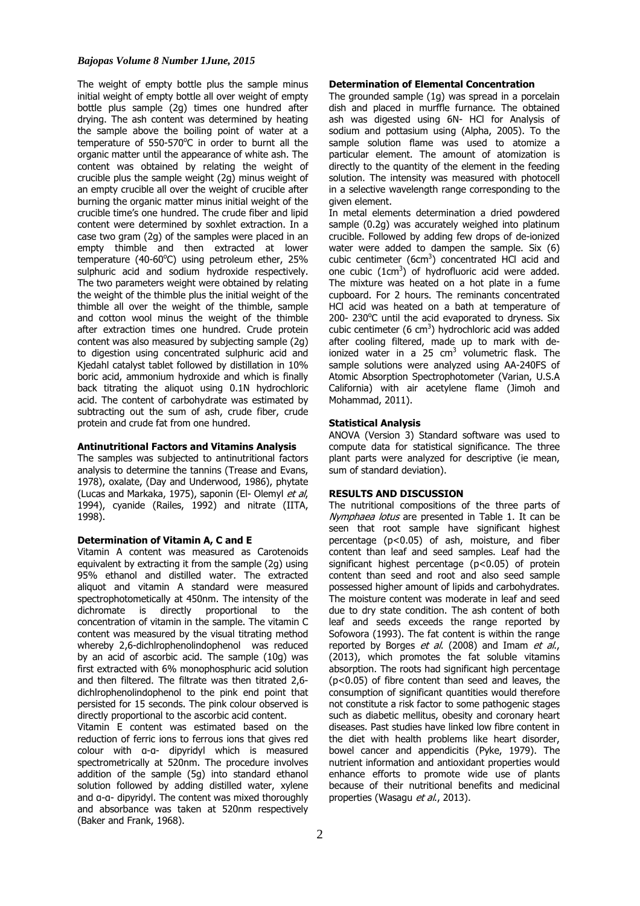The weight of empty bottle plus the sample minus initial weight of empty bottle all over weight of empty bottle plus sample (2g) times one hundred after drying. The ash content was determined by heating the sample above the boiling point of water at a temperature of 550-570$^oC$ in order to burnt all the organic matter until the appearance of white ash. The content was obtained by relating the weight of crucible plus the sample weight (2g) minus weight of an empty crucible all over the weight of crucible after burning the organic matter minus initial weight of the crucible time's one hundred. The crude fiber and lipid content were determined by soxhlet extraction. In a case two gram (2g) of the samples were placed in an empty thimble and then extracted at lower temperature (40-60$^oC$) using petroleum ether, 25% sulphuric acid and sodium hydroxide respectively. The two parameters weight were obtained by relating the weight of the thimble plus the initial weight of the thimble all over the weight of the thimble, sample and cotton wool minus the weight of the thimble after extraction times one hundred. Crude protein content was also measured by subjecting sample (2g) to digestion using concentrated sulphuric acid and Kjedahl catalyst tablet followed by distillation in 10% boric acid, ammonium hydroxide and which is finally back titrating the aliquot using 0.1N hydrochloric acid. The content of carbohydrate was estimated by subtracting out the sum of ash, crude fiber, crude protein and crude fat from one hundred.

**Antinutritional Factors and Vitamins Analysis**

The samples was subjected to antinutritional factors analysis to determine the tannins (Trease and Evans, 1978), oxalate, (Day and Underwood, 1986), phytate (Lucas and Markaka, 1975), saponin (El- Olemyl *et al*, 1994), cyanide (Railes, 1992) and nitrate (IITA, 1998).

**Determination of Vitamin A, C and E**

Vitamin A content was measured as Carotenoids equivalent by extracting it from the sample (2g) using 95% ethanol and distilled water. The extracted aliquot and vitamin A standard were measured spectrophotometically at 450nm. The intensity of the dichromate is directly proportional to the concentration of vitamin in the sample. The vitamin C content was measured by the visual titrating method whereby 2,6-dichlrophenolindophenol was reduced by an acid of ascorbic acid. The sample (10g) was first extracted with 6% monophosphuric acid solution and then filtered. The filtrate was then titrated 2,6-dichlrophenolindophenol to the pink end point that persisted for 15 seconds. The pink colour observed is directly proportional to the ascorbic acid content.

Vitamin E content was estimated based on the reduction of ferric ions to ferrous ions that gives red colour with α-α- dipyridyl which is measured spectrometrically at 520nm. The procedure involves addition of the sample (5g) into standard ethanol solution followed by adding distilled water, xylene and α-α- dipyridyl. The content was mixed thoroughly and absorbance was taken at 520nm respectively (Baker and Frank, 1968).

**Determination of Elemental Concentration**

The grounded sample (1g) was spread in a porcelain dish and placed in murffle furnance. The obtained ash was digested using 6N- HCl for Analysis of sodium and pottasium using (Alpha, 2005). To the sample solution flame was used to atomize a particular element. The amount of atomization is directly to the quantity of the element in the feeding solution. The intensity was measured with photocell in a selective wavelength range corresponding to the given element.

In metal elements determination a dried powdered sample (0.2g) was accurately weighed into platinum crucible. Followed by adding few drops of de-ionized water were added to dampen the sample. Six (6) cubic centimeter (6cm$^3$) concentrated HCl acid and one cubic (1cm$^3$) of hydrofluoric acid were added. The mixture was heated on a hot plate in a fume cupboard. For 2 hours. The reminants concentrated HCl acid was heated on a bath at temperature of 200- 230$^oC$ until the acid evaporated to dryness. Six cubic centimeter (6 cm$^3$) hydrochloric acid was added after cooling filtered, made up to mark with de-ionized water in a 25 cm$^3$ volumetric flask. The sample solutions were analyzed using AA-240FS of Atomic Absorption Spectrophotometer (Varian, U.S.A California) with air acetylene flame (Jimoh and Mohammad, 2011).

**Statistical Analysis**

ANOVA (Version 3) Standard software was used to compute data for statistical significance. The three plant parts were analyzed for descriptive (ie mean, sum of standard deviation).

**RESULTS AND DISCUSSION**

The nutritional compositions of the three parts of *Nymphaea lotus* are presented in Table 1. It can be seen that root sample have significant highest percentage ($p<0.05$) of ash, moisture, and fiber content than leaf and seed samples. Leaf had the significant highest percentage ($p<0.05$) of protein content than seed and root and also seed sample possessed higher amount of lipids and carbohydrates. The moisture content was moderate in leaf and seed due to dry state condition. The ash content of both leaf and seeds exceeds the range reported by Sofowora (1993). The fat content is within the range reported by Borges *et al*. (2008) and Imam *et al*., (2013), which promotes the fat soluble vitamins absorption. The roots had significant high percentage ($p<0.05$) of fibre content than seed and leaves, the consumption of significant quantities would therefore not constitute a risk factor to some pathogenic stages such as diabetic mellitus, obesity and coronary heart diseases. Past studies have linked low fibre content in the diet with health problems like heart disorder, bowel cancer and appendicitis (Pyke, 1979). The nutrient information and antioxidant properties would enhance efforts to promote wide use of plants because of their nutritional benefits and medicinal properties (Wasagu *et al*., 2013).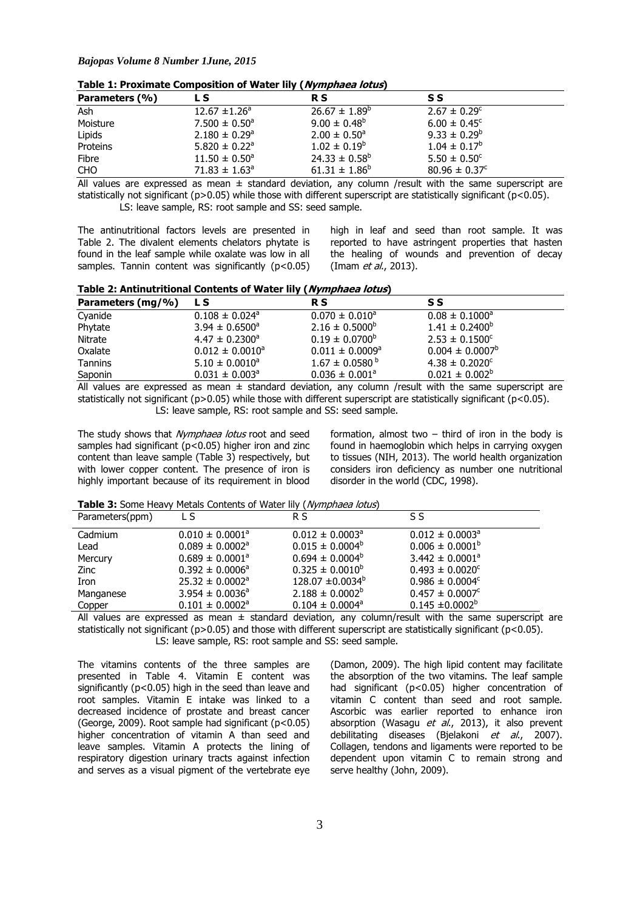**Table 1: Proximate Composition of Water lily (*Nymphaea lotus*)**

| Parameters (%) | L S | R S | S S |
|---|---|---|---|
| Ash | 12.67 ±1.26$^{a}$ | 26.67 ± 1.89$^{b}$ | 2.67 ± 0.29$^{c}$ |
| Moisture | 7.500 ± 0.50$^{a}$ | 9.00 ± 0.48$^{b}$ | 6.00 ± 0.45$^{c}$ |
| Lipids | 2.180 ± 0.29$^{a}$ | 2.00 ± 0.50$^{a}$ | 9.33 ± 0.29$^{b}$ |
| Proteins | 5.820 ± 0.22$^{a}$ | 1.02 ± 0.19$^{b}$ | 1.04 ± 0.17$^{b}$ |
| Fibre | 11.50 ± 0.50$^{a}$ | 24.33 ± 0.58$^{b}$ | 5.50 ± 0.50$^{c}$ |
| CHO | 71.83 ± 1.63$^{a}$ | 61.31 ± 1.86$^{b}$ | 80.96 ± 0.37$^{c}$ |

All values are expressed as mean ± standard deviation, any column /result with the same superscript are statistically not significant (p>0.05) while those with different superscript are statistically significant (p<0.05).
LS: leave sample, RS: root sample and SS: seed sample.

The antinutritional factors levels are presented in Table 2. The divalent elements chelators phytate is found in the leaf sample while oxalate was low in all samples. Tannin content was significantly (p<0.05) high in leaf and seed than root sample. It was reported to have astringent properties that hasten the healing of wounds and prevention of decay (Imam *et al.*, 2013).

**Table 2: Antinutritional Contents of Water lily (*Nymphaea lotus*)**

| Parameters (mg/%) | L S | R S | S S |
|---|---|---|---|
| Cyanide | 0.108 ± 0.024$^{a}$ | 0.070 ± 0.010$^{a}$ | 0.08 ± 0.1000$^{a}$ |
| Phytate | 3.94 ± 0.6500$^{a}$ | 2.16 ± 0.5000$^{b}$ | 1.41 ± 0.2400$^{b}$ |
| Nitrate | 4.47 ± 0.2300$^{a}$ | 0.19 ± 0.0700$^{b}$ | 2.53 ± 0.1500$^{c}$ |
| Oxalate | 0.012 ± 0.0010$^{a}$ | 0.011 ± 0.0009$^{a}$ | 0.004 ± 0.0007$^{b}$ |
| Tannins | 5.10 ± 0.0010$^{a}$ | 1.67 ± 0.0580$^{b}$ | 4.38 ± 0.2020$^{c}$ |
| Saponin | 0.031 ± 0.003$^{a}$ | 0.036 ± 0.001$^{a}$ | 0.021 ± 0.002$^{b}$ |

All values are expressed as mean ± standard deviation, any column /result with the same superscript are statistically not significant (p>0.05) while those with different superscript are statistically significant (p<0.05).
LS: leave sample, RS: root sample and SS: seed sample.

The study shows that *Nymphaea lotus* root and seed samples had significant (p<0.05) higher iron and zinc content than leave sample (Table 3) respectively, but with lower copper content. The presence of iron is highly important because of its requirement in blood formation, almost two – third of iron in the body is found in haemoglobin which helps in carrying oxygen to tissues (NIH, 2013). The world health organization considers iron deficiency as number one nutritional disorder in the world (CDC, 1998).

**Table 3:** Some Heavy Metals Contents of Water lily (*Nymphaea lotus*)

| Parameters(ppm) | L S | R S | S S |
|---|---|---|---|
| Cadmium | 0.010 ± 0.0001$^{a}$ | 0.012 ± 0.0003$^{a}$ | 0.012 ± 0.0003$^{a}$ |
| Lead | 0.089 ± 0.0002$^{a}$ | 0.015 ± 0.0004$^{b}$ | 0.006 ± 0.0001$^{b}$ |
| Mercury | 0.689 ± 0.0001$^{a}$ | 0.694 ± 0.0004$^{b}$ | 3.442 ± 0.0001$^{a}$ |
| Zinc | 0.392 ± 0.0006$^{a}$ | 0.325 ± 0.0010$^{b}$ | 0.493 ± 0.0020$^{c}$ |
| Iron | 25.32 ± 0.0002$^{a}$ | 128.07 ±0.0034$^{b}$ | 0.986 ± 0.0004$^{c}$ |
| Manganese | 3.954 ± 0.0036$^{a}$ | 2.188 ± 0.0002$^{b}$ | 0.457 ± 0.0007$^{c}$ |
| Copper | 0.101 ± 0.0002$^{a}$ | 0.104 ± 0.0004$^{a}$ | 0.145 ±0.0002$^{b}$ |

All values are expressed as mean ± standard deviation, any column/result with the same superscript are statistically not significant (p>0.05) and those with different superscript are statistically significant (p<0.05).
LS: leave sample, RS: root sample and SS: seed sample.

The vitamins contents of the three samples are presented in Table 4. Vitamin E content was significantly (p<0.05) high in the seed than leave and root samples. Vitamin E intake was linked to a decreased incidence of prostate and breast cancer (George, 2009). Root sample had significant (p<0.05) higher concentration of vitamin A than seed and leave samples. Vitamin A protects the lining of respiratory digestion urinary tracts against infection and serves as a visual pigment of the vertebrate eye (Damon, 2009). The high lipid content may facilitate the absorption of the two vitamins. The leaf sample had significant (p<0.05) higher concentration of vitamin C content than seed and root sample. Ascorbic was earlier reported to enhance iron absorption (Wasagu *et al.*, 2013), it also prevent debilitating diseases (Bjelakoni *et al.*, 2007). Collagen, tendons and ligaments were reported to be dependent upon vitamin C to remain strong and serve healthy (John, 2009).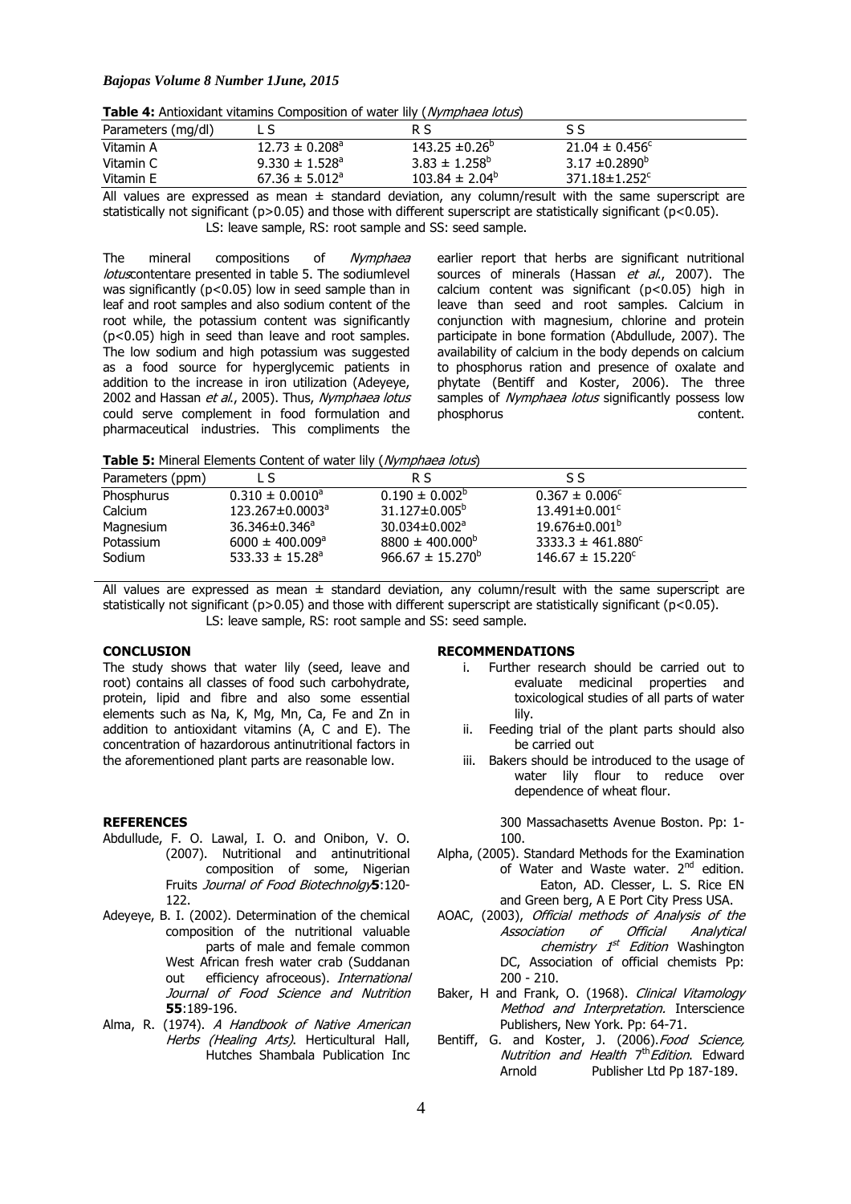**Table 4:** Antioxidant vitamins Composition of water lily (*Nymphaea lotus*)

| Parameters (mg/dl) | L S | R S | S S |
|---|---|---|---|
| Vitamin A | $12.73 \pm 0.208^a$ | $143.25 \pm 0.26^b$ | $21.04 \pm 0.456^c$ |
| Vitamin C | $9.330 \pm 1.528^a$ | $3.83 \pm 1.258^b$ | $3.17 \pm 0.2890^b$ |
| Vitamin E | $67.36 \pm 5.012^a$ | $103.84 \pm 2.04^b$ | $371.18 \pm 1.252^c$ |

All values are expressed as mean ± standard deviation, any column/result with the same superscript are statistically not significant ($p>0.05$) and those with different superscript are statistically significant ($p<0.05$).
LS: leave sample, RS: root sample and SS: seed sample.

The mineral compositions of *Nymphaea lotus*contentare presented in table 5. The sodiumlevel was significantly ($p<0.05$) low in seed sample than in leaf and root samples and also sodium content of the root while, the potassium content was significantly ($p<0.05$) high in seed than leave and root samples. The low sodium and high potassium was suggested as a food source for hyperglycemic patients in addition to the increase in iron utilization (Adeyeye, 2002 and Hassan *et al.*, 2005). Thus, *Nymphaea lotus* could serve complement in food formulation and pharmaceutical industries. This compliments the earlier report that herbs are significant nutritional sources of minerals (Hassan *et al.*, 2007). The calcium content was significant ($p<0.05$) high in leave than seed and root samples. Calcium in conjunction with magnesium, chlorine and protein participate in bone formation (Abdullude, 2007). The availability of calcium in the body depends on calcium to phosphorus ration and presence of oxalate and phytate (Bentiff and Koster, 2006). The three samples of *Nymphaea lotus* significantly possess low phosphorus content.

**Table 5:** Mineral Elements Content of water lily (*Nymphaea lotus*)

| Parameters (ppm) | L S | R S | S S |
|---|---|---|---|
| Phosphurus | $0.310 \pm 0.0010^a$ | $0.190 \pm 0.002^b$ | $0.367 \pm 0.006^c$ |
| Calcium | $123.267 \pm 0.0003^a$ | $31.127 \pm 0.005^b$ | $13.491 \pm 0.001^c$ |
| Magnesium | $36.346 \pm 0.346^a$ | $30.034 \pm 0.002^a$ | $19.676 \pm 0.001^b$ |
| Potassium | $6000 \pm 400.009^a$ | $8800 \pm 400.000^b$ | $3333.3 \pm 461.880^c$ |
| Sodium | $533.33 \pm 15.28^a$ | $966.67 \pm 15.270^b$ | $146.67 \pm 15.220^c$ |

All values are expressed as mean ± standard deviation, any column/result with the same superscript are statistically not significant ($p>0.05$) and those with different superscript are statistically significant ($p<0.05$).
LS: leave sample, RS: root sample and SS: seed sample.

## CONCLUSION

The study shows that water lily (seed, leave and root) contains all classes of food such carbohydrate, protein, lipid and fibre and also some essential elements such as Na, K, Mg, Mn, Ca, Fe and Zn in addition to antioxidant vitamins (A, C and E). The concentration of hazardorous antinutritional factors in the aforementioned plant parts are reasonable low.

## RECOMMENDATIONS

i. Further research should be carried out to evaluate medicinal properties and toxicological studies of all parts of water lily.
ii. Feeding trial of the plant parts should also be carried out
iii. Bakers should be introduced to the usage of water lily flour to reduce over dependence of wheat flour.

## REFERENCES

Abdullude, F. O. Lawal, I. O. and Onibon, V. O. (2007). Nutritional and antinutritional composition of some, Nigerian Fruits *Journal of Food Biotechnolgy* **5**:120-122.

Adeyeye, B. I. (2002). Determination of the chemical composition of the nutritional valuable parts of male and female common West African fresh water crab (Suddanan out efficiency afroceous). *International Journal of Food Science and Nutrition* **55**:189-196.

Alma, R. (1974). *A Handbook of Native American Herbs (Healing Arts)*. Herticultural Hall, Hutches Shambala Publication Inc 300 Massachasetts Avenue Boston. Pp: 1-100.

Alpha, (2005). Standard Methods for the Examination of Water and Waste water. 2nd edition. Eaton, AD. Clesser, L. S. Rice EN and Green berg, A E Port City Press USA.

AOAC, (2003), *Official methods of Analysis of the Association of Official Analytical chemistry 1st Edition* Washington DC, Association of official chemists Pp: 200 - 210.

Baker, H and Frank, O. (1968). *Clinical Vitamology Method and Interpretation.* Interscience Publishers, New York. Pp: 64-71.

Bentiff, G. and Koster, J. (2006).*Food Science, Nutrition and Health* 7th*Edition*. Edward Arnold Publisher Ltd Pp 187-189.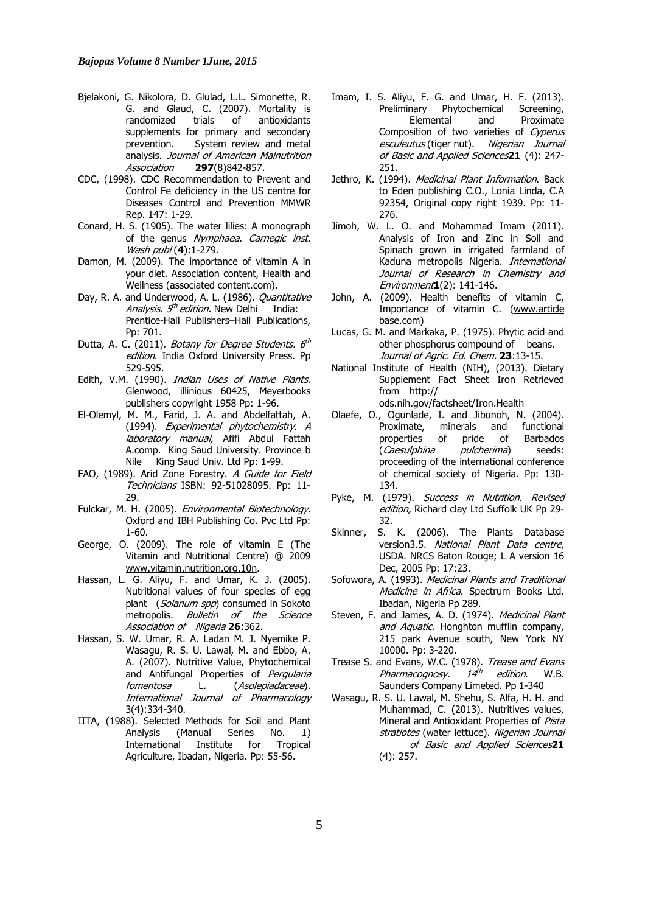Bjelakoni, G. Nikolora, D. Glulad, L.L. Simonette, R. G. and Glaud, C. (2007). Mortality is randomized trials of antioxidants supplements for primary and secondary prevention. System review and metal analysis. *Journal of American Malnutrition Association* **297**(8)842-857.

CDC, (1998). CDC Recommendation to Prevent and Control Fe deficiency in the US centre for Diseases Control and Prevention MMWR Rep. 147: 1-29.

Conard, H. S. (1905). The water lilies: A monograph of the genus *Nymphaea. Carnegic inst. Wash publ* (**4**):1-279.

Damon, M. (2009). The importance of vitamin A in your diet. Association content, Health and Wellness (associated content.com).

Day, R. A. and Underwood, A. L. (1986). *Quantitative Analysis. 5th edition.* New Delhi India: Prentice-Hall Publishers–Hall Publications, Pp: 701.

Dutta, A. C. (2011). *Botany for Degree Students. 6th edition*. India Oxford University Press. Pp 529-595.

Edith, V.M. (1990). *Indian Uses of Native Plants*. Glenwood, illinious 60425, Meyerbooks publishers copyright 1958 Pp: 1-96.

El-Olemyl, M. M., Farid, J. A. and Abdelfattah, A. (1994). *Experimental phytochemistry. A laboratory manual,* Afifi Abdul Fattah A.comp. King Saud University. Province b Nile King Saud Univ. Ltd Pp: 1-99.

FAO, (1989). Arid Zone Forestry. *A Guide for Field Technicians* ISBN: 92-51028095. Pp: 11-29.

Fulckar, M. H. (2005). *Environmental Biotechnology*. Oxford and IBH Publishing Co. Pvc Ltd Pp: 1-60.

George, O. (2009). The role of vitamin E (The Vitamin and Nutritional Centre) @ 2009 www.vitamin.nutrition.org.10n.

Hassan, L. G. Aliyu, F. and Umar, K. J. (2005). Nutritional values of four species of egg plant (*Solanum spp*) consumed in Sokoto metropolis. *Bulletin of the Science Association of Nigeria* **26**:362.

Hassan, S. W. Umar, R. A. Ladan M. J. Nyemike P. Wasagu, R. S. U. Lawal, M. and Ebbo, A. A. (2007). Nutritive Value, Phytochemical and Antifungal Properties of *Pergularia fomentosa* L. (*Asolepiadaceae*). *International Journal of Pharmacology* 3(4):334-340.

IITA, (1988). Selected Methods for Soil and Plant Analysis (Manual Series No. 1) International Institute for Tropical Agriculture, Ibadan, Nigeria. Pp: 55-56.

Imam, I. S. Aliyu, F. G. and Umar, H. F. (2013). Preliminary Phytochemical Screening, Elemental and Proximate Composition of two varieties of *Cyperus esculeutus* (tiger nut). *Nigerian Journal of Basic and Applied Sciences* **21** (4): 247-251.

Jethro, K. (1994). *Medicinal Plant Information*. Back to Eden publishing C.O., Lonia Linda, C.A 92354, Original copy right 1939. Pp: 11-276.

Jimoh, W. L. O. and Mohammad Imam (2011). Analysis of Iron and Zinc in Soil and Spinach grown in irrigated farmland of Kaduna metropolis Nigeria. *International Journal of Research in Chemistry and Environment* **1**(2): 141-146.

John, A. (2009). Health benefits of vitamin C, Importance of vitamin C. (www.article base.com)

Lucas, G. M. and Markaka, P. (1975). Phytic acid and other phosphorus compound of beans. *Journal of Agric. Ed. Chem.* **23**:13-15.

National Institute of Health (NIH), (2013). Dietary Supplement Fact Sheet Iron Retrieved from http:// ods.nih.gov/factsheet/Iron.Health

Olaefe, O., Ogunlade, I. and Jibunoh, N. (2004). Proximate, minerals and functional properties of pride of Barbados (*Caesulphina pulcherima*) seeds: proceeding of the international conference of chemical society of Nigeria. Pp: 130-134.

Pyke, M. (1979). *Success in Nutrition. Revised edition,* Richard clay Ltd Suffolk UK Pp 29-32.

Skinner, S. K. (2006). The Plants Database version3.5. *National Plant Data centre*, USDA. NRCS Baton Rouge; L A version 16 Dec, 2005 Pp: 17:23.

Sofowora, A. (1993). *Medicinal Plants and Traditional Medicine in Africa*. Spectrum Books Ltd. Ibadan, Nigeria Pp 289.

Steven, F. and James, A. D. (1974). *Medicinal Plant and Aquatic*. Honghton mufflin company, 215 park Avenue south, New York NY 10000. Pp: 3-220.

Trease S. and Evans, W.C. (1978). *Trease and Evans Pharmacognosy. 14th edition*. W.B. Saunders Company Limeted. Pp 1-340

Wasagu, R. S. U. Lawal, M. Shehu, S. Alfa, H. H. and Muhammad, C. (2013). Nutritives values, Mineral and Antioxidant Properties of *Pista stratiotes* (water lettuce). *Nigerian Journal of Basic and Applied Sciences* **21** (4): 257.